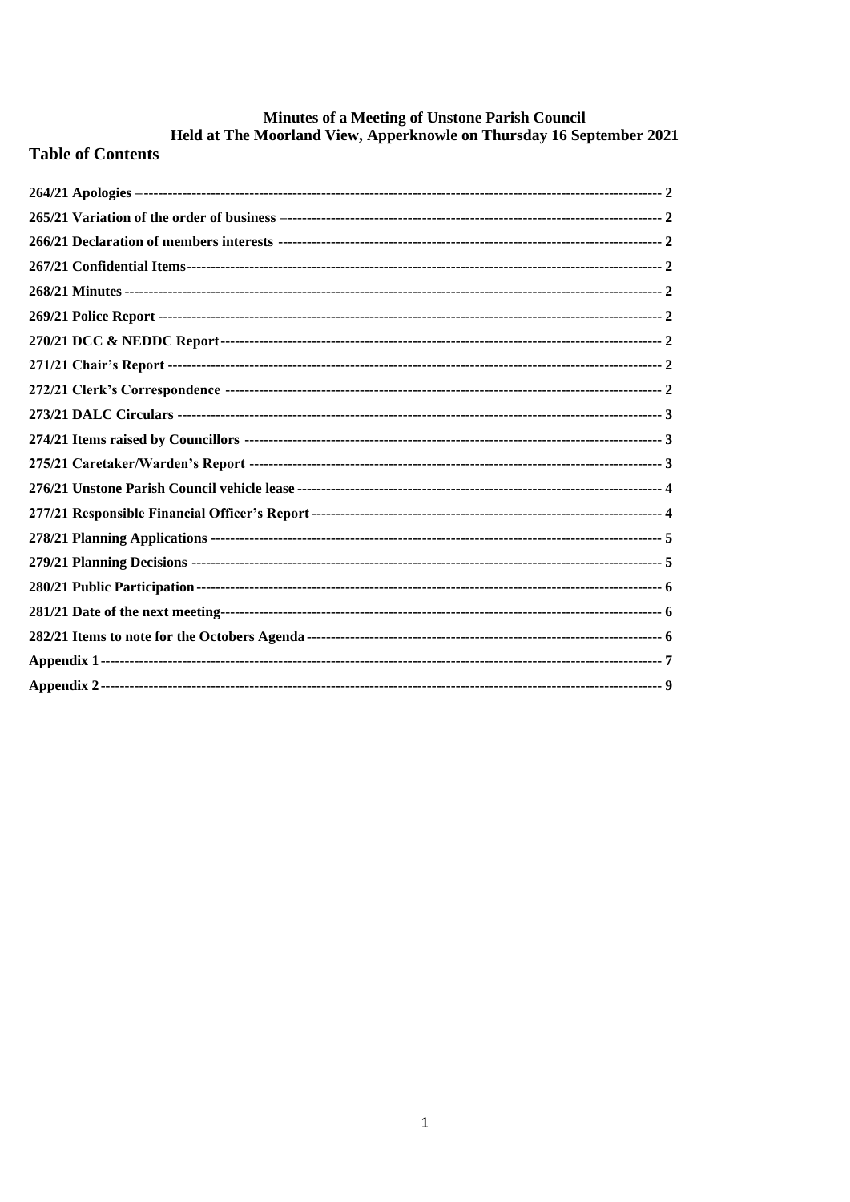# Minutes of a Meeting of Unstone Parish Council
# Held at The Moorland View, Apperknowle on Thursday 16 September 2021

## Table of Contents

264/21 Apologies – 2
265/21 Variation of the order of business – 2
266/21 Declaration of members interests 2
267/21 Confidential Items 2
268/21 Minutes 2
269/21 Police Report 2
270/21 DCC & NEDDC Report 2
271/21 Chair's Report 2
272/21 Clerk's Correspondence 2
273/21 DALC Circulars 3
274/21 Items raised by Councillors 3
275/21 Caretaker/Warden's Report 3
276/21 Unstone Parish Council vehicle lease 4
277/21 Responsible Financial Officer's Report 4
278/21 Planning Applications 5
279/21 Planning Decisions 5
280/21 Public Participation 6
281/21 Date of the next meeting 6
282/21 Items to note for the Octobers Agenda 6
Appendix 1 7
Appendix 2 9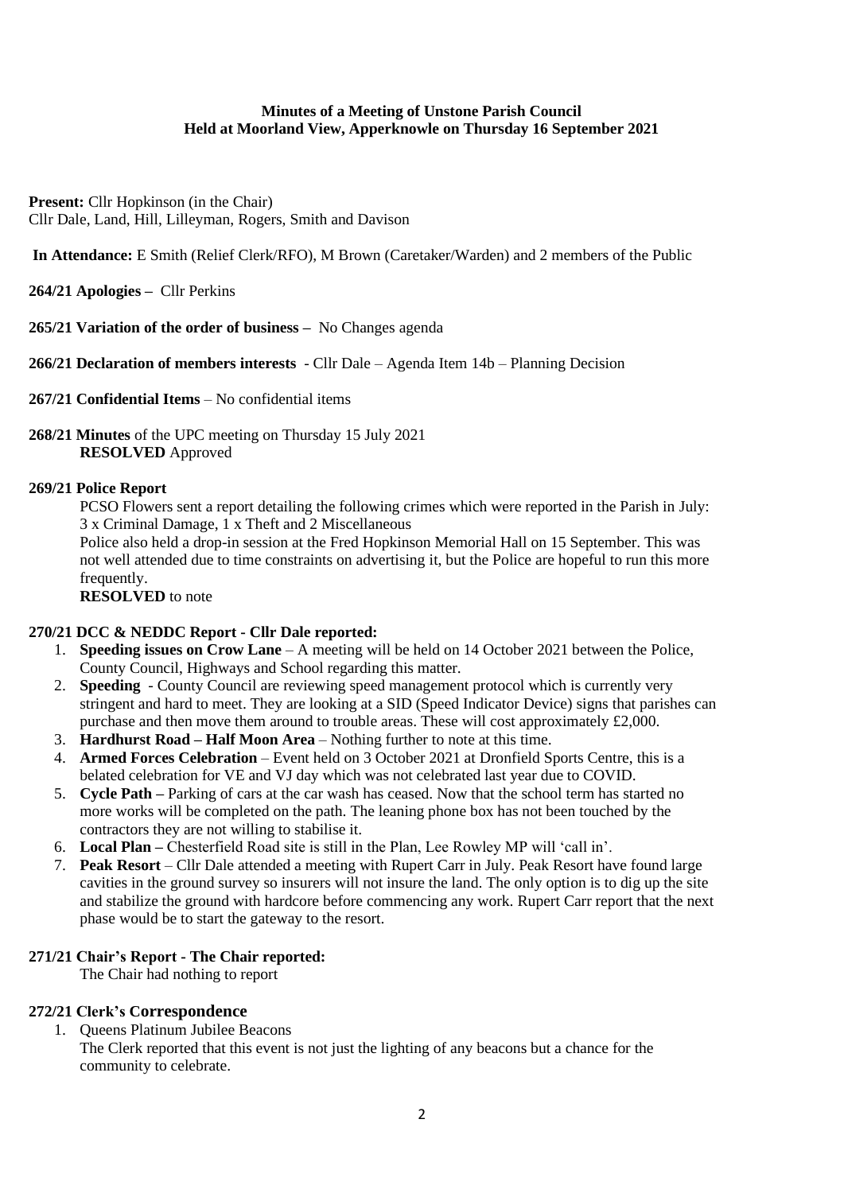## Minutes of a Meeting of Unstone Parish Council
## Held at Moorland View, Apperknowle on Thursday 16 September 2021

**Present:** Cllr Hopkinson (in the Chair)
Cllr Dale, Land, Hill, Lilleyman, Rogers, Smith and Davison

**In Attendance:** E Smith (Relief Clerk/RFO), M Brown (Caretaker/Warden) and 2 members of the Public

**264/21 Apologies –** Cllr Perkins

**265/21 Variation of the order of business –** No Changes agenda

**266/21 Declaration of members interests** - Cllr Dale – Agenda Item 14b – Planning Decision

**267/21 Confidential Items** – No confidential items

**268/21 Minutes** of the UPC meeting on Thursday 15 July 2021
**RESOLVED** Approved

**269/21 Police Report**

PCSO Flowers sent a report detailing the following crimes which were reported in the Parish in July: 3 x Criminal Damage, 1 x Theft and 2 Miscellaneous

Police also held a drop-in session at the Fred Hopkinson Memorial Hall on 15 September. This was not well attended due to time constraints on advertising it, but the Police are hopeful to run this more frequently.

**RESOLVED** to note

**270/21 DCC & NEDDC Report - Cllr Dale reported:**

1. **Speeding issues on Crow Lane** – A meeting will be held on 14 October 2021 between the Police, County Council, Highways and School regarding this matter.
2. **Speeding** - County Council are reviewing speed management protocol which is currently very stringent and hard to meet. They are looking at a SID (Speed Indicator Device) signs that parishes can purchase and then move them around to trouble areas. These will cost approximately £2,000.
3. **Hardhurst Road – Half Moon Area** – Nothing further to note at this time.
4. **Armed Forces Celebration** – Event held on 3 October 2021 at Dronfield Sports Centre, this is a belated celebration for VE and VJ day which was not celebrated last year due to COVID.
5. **Cycle Path –** Parking of cars at the car wash has ceased. Now that the school term has started no more works will be completed on the path. The leaning phone box has not been touched by the contractors they are not willing to stabilise it.
6. **Local Plan –** Chesterfield Road site is still in the Plan, Lee Rowley MP will 'call in'.
7. **Peak Resort** – Cllr Dale attended a meeting with Rupert Carr in July. Peak Resort have found large cavities in the ground survey so insurers will not insure the land. The only option is to dig up the site and stabilize the ground with hardcore before commencing any work. Rupert Carr report that the next phase would be to start the gateway to the resort.

**271/21 Chair's Report - The Chair reported:**

The Chair had nothing to report

**272/21 Clerk's Correspondence**

1. Queens Platinum Jubilee Beacons
   The Clerk reported that this event is not just the lighting of any beacons but a chance for the community to celebrate.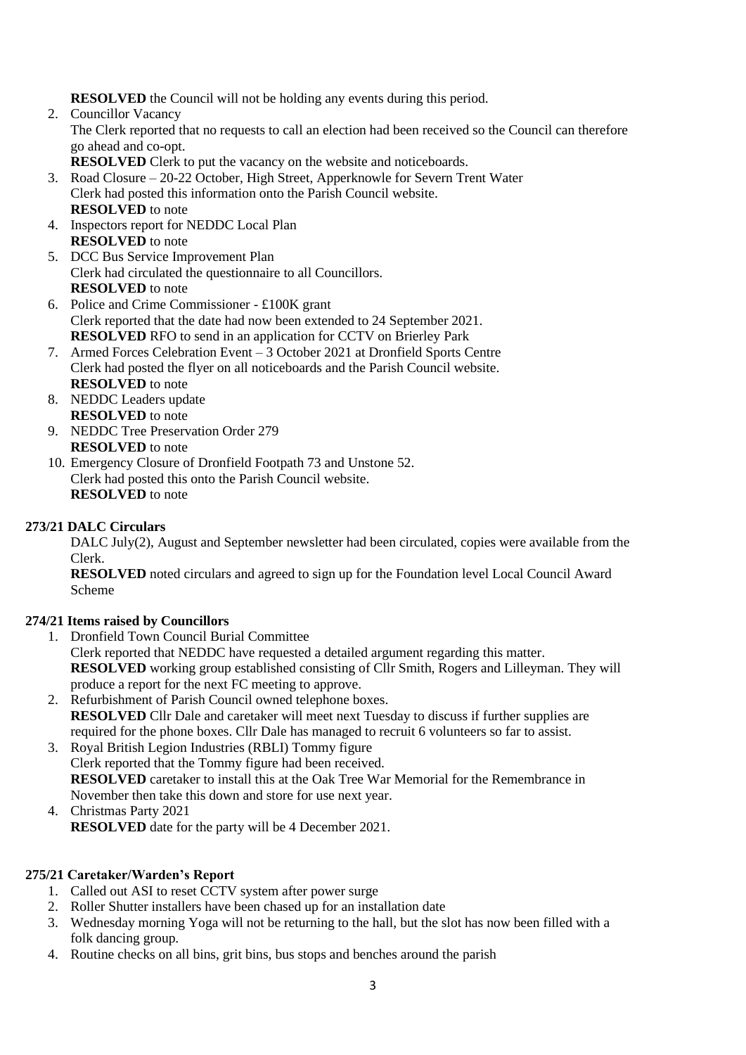**RESOLVED** the Council will not be holding any events during this period.

2. Councillor Vacancy
   The Clerk reported that no requests to call an election had been received so the Council can therefore go ahead and co-opt.
   **RESOLVED** Clerk to put the vacancy on the website and noticeboards.
3. Road Closure – 20-22 October, High Street, Apperknowle for Severn Trent Water
   Clerk had posted this information onto the Parish Council website.
   **RESOLVED** to note
4. Inspectors report for NEDDC Local Plan
   **RESOLVED** to note
5. DCC Bus Service Improvement Plan
   Clerk had circulated the questionnaire to all Councillors.
   **RESOLVED** to note
6. Police and Crime Commissioner - £100K grant
   Clerk reported that the date had now been extended to 24 September 2021.
   **RESOLVED** RFO to send in an application for CCTV on Brierley Park
7. Armed Forces Celebration Event – 3 October 2021 at Dronfield Sports Centre
   Clerk had posted the flyer on all noticeboards and the Parish Council website.
   **RESOLVED** to note
8. NEDDC Leaders update
   **RESOLVED** to note
9. NEDDC Tree Preservation Order 279
   **RESOLVED** to note
10. Emergency Closure of Dronfield Footpath 73 and Unstone 52.
    Clerk had posted this onto the Parish Council website.
    **RESOLVED** to note

**273/21 DALC Circulars**

DALC July(2), August and September newsletter had been circulated, copies were available from the Clerk.
**RESOLVED** noted circulars and agreed to sign up for the Foundation level Local Council Award Scheme

**274/21 Items raised by Councillors**

1. Dronfield Town Council Burial Committee
   Clerk reported that NEDDC have requested a detailed argument regarding this matter.
   **RESOLVED** working group established consisting of Cllr Smith, Rogers and Lilleyman. They will produce a report for the next FC meeting to approve.
2. Refurbishment of Parish Council owned telephone boxes.
   **RESOLVED** Cllr Dale and caretaker will meet next Tuesday to discuss if further supplies are required for the phone boxes. Cllr Dale has managed to recruit 6 volunteers so far to assist.
3. Royal British Legion Industries (RBLI) Tommy figure
   Clerk reported that the Tommy figure had been received.
   **RESOLVED** caretaker to install this at the Oak Tree War Memorial for the Remembrance in November then take this down and store for use next year.
4. Christmas Party 2021
   **RESOLVED** date for the party will be 4 December 2021.

**275/21 Caretaker/Warden's Report**

1. Called out ASI to reset CCTV system after power surge
2. Roller Shutter installers have been chased up for an installation date
3. Wednesday morning Yoga will not be returning to the hall, but the slot has now been filled with a folk dancing group.
4. Routine checks on all bins, grit bins, bus stops and benches around the parish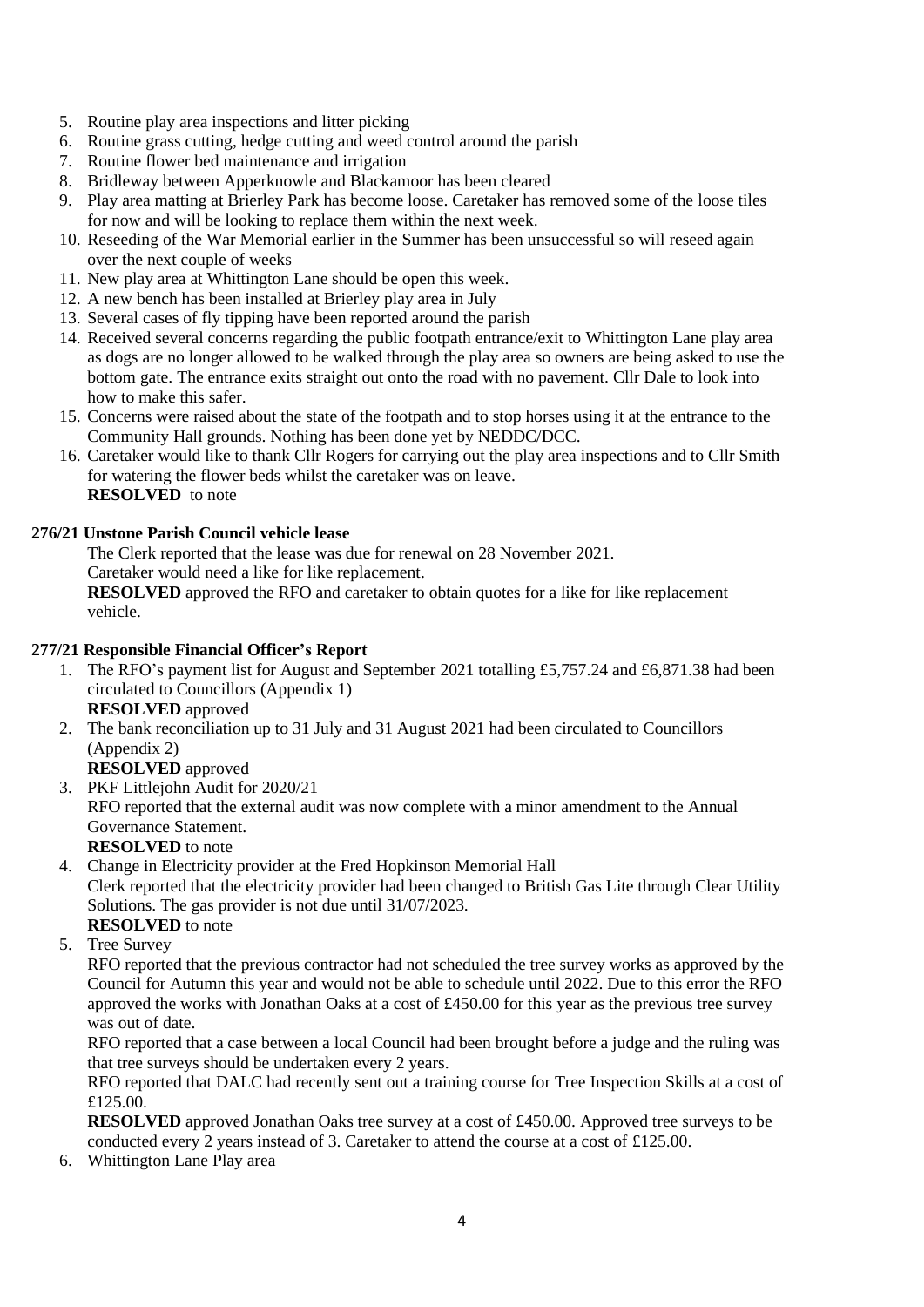5. Routine play area inspections and litter picking
6. Routine grass cutting, hedge cutting and weed control around the parish
7. Routine flower bed maintenance and irrigation
8. Bridleway between Apperknowle and Blackamoor has been cleared
9. Play area matting at Brierley Park has become loose. Caretaker has removed some of the loose tiles for now and will be looking to replace them within the next week.
10. Reseeding of the War Memorial earlier in the Summer has been unsuccessful so will reseed again over the next couple of weeks
11. New play area at Whittington Lane should be open this week.
12. A new bench has been installed at Brierley play area in July
13. Several cases of fly tipping have been reported around the parish
14. Received several concerns regarding the public footpath entrance/exit to Whittington Lane play area as dogs are no longer allowed to be walked through the play area so owners are being asked to use the bottom gate. The entrance exits straight out onto the road with no pavement. Cllr Dale to look into how to make this safer.
15. Concerns were raised about the state of the footpath and to stop horses using it at the entrance to the Community Hall grounds. Nothing has been done yet by NEDDC/DCC.
16. Caretaker would like to thank Cllr Rogers for carrying out the play area inspections and to Cllr Smith for watering the flower beds whilst the caretaker was on leave.
**RESOLVED** to note

**276/21 Unstone Parish Council vehicle lease**

The Clerk reported that the lease was due for renewal on 28 November 2021.
Caretaker would need a like for like replacement.
**RESOLVED** approved the RFO and caretaker to obtain quotes for a like for like replacement vehicle.

**277/21 Responsible Financial Officer's Report**

1. The RFO's payment list for August and September 2021 totalling £5,757.24 and £6,871.38 had been circulated to Councillors (Appendix 1)
**RESOLVED** approved
2. The bank reconciliation up to 31 July and 31 August 2021 had been circulated to Councillors (Appendix 2)
**RESOLVED** approved
3. PKF Littlejohn Audit for 2020/21
RFO reported that the external audit was now complete with a minor amendment to the Annual Governance Statement.
**RESOLVED** to note
4. Change in Electricity provider at the Fred Hopkinson Memorial Hall
Clerk reported that the electricity provider had been changed to British Gas Lite through Clear Utility Solutions. The gas provider is not due until 31/07/2023.
**RESOLVED** to note
5. Tree Survey
RFO reported that the previous contractor had not scheduled the tree survey works as approved by the Council for Autumn this year and would not be able to schedule until 2022. Due to this error the RFO approved the works with Jonathan Oaks at a cost of £450.00 for this year as the previous tree survey was out of date.
RFO reported that a case between a local Council had been brought before a judge and the ruling was that tree surveys should be undertaken every 2 years.
RFO reported that DALC had recently sent out a training course for Tree Inspection Skills at a cost of £125.00.
**RESOLVED** approved Jonathan Oaks tree survey at a cost of £450.00. Approved tree surveys to be conducted every 2 years instead of 3. Caretaker to attend the course at a cost of £125.00.
6. Whittington Lane Play area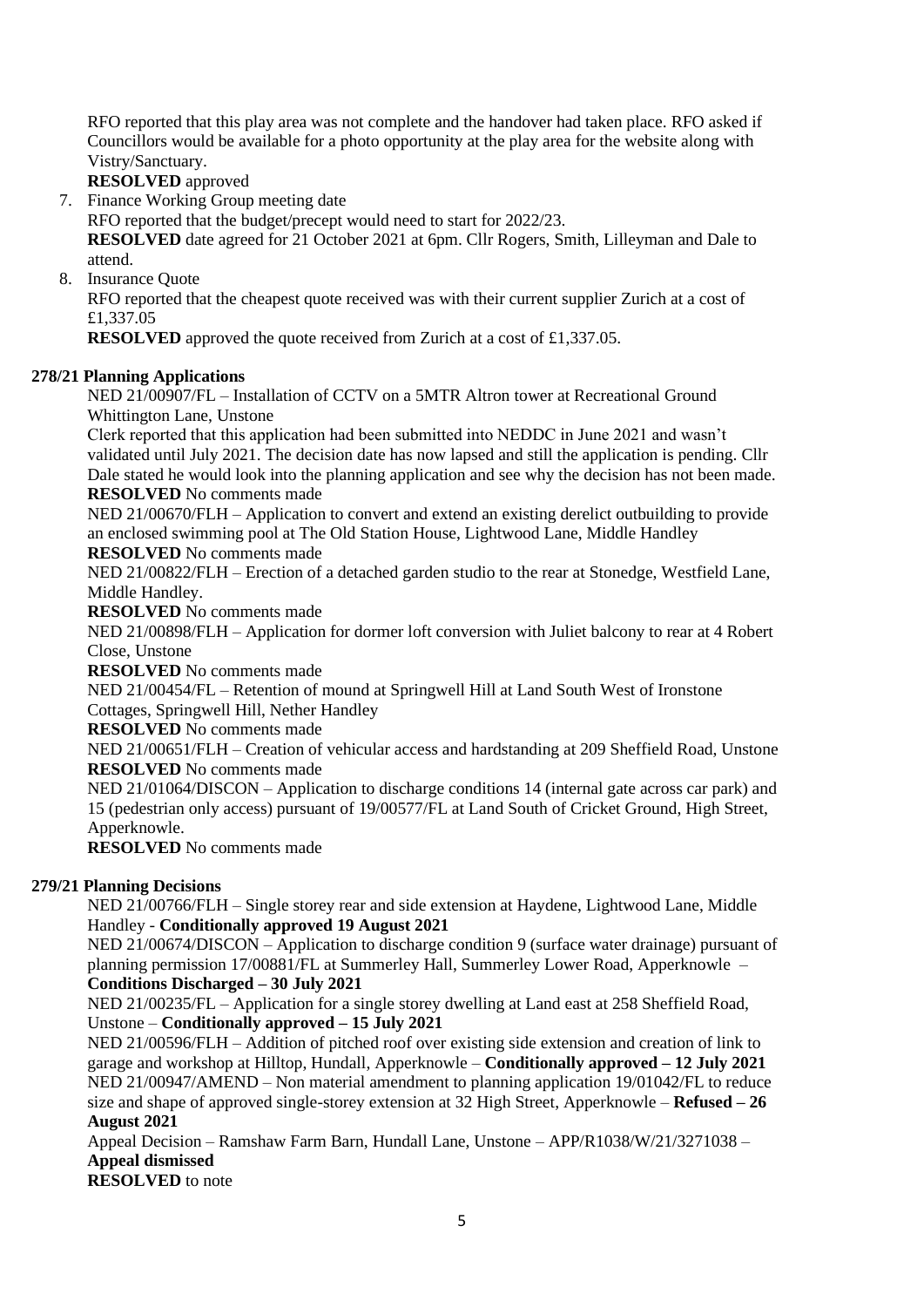RFO reported that this play area was not complete and the handover had taken place. RFO asked if Councillors would be available for a photo opportunity at the play area for the website along with Vistry/Sanctuary.

**RESOLVED** approved

7. Finance Working Group meeting date
   RFO reported that the budget/precept would need to start for 2022/23.
   **RESOLVED** date agreed for 21 October 2021 at 6pm. Cllr Rogers, Smith, Lilleyman and Dale to attend.
8. Insurance Quote
   RFO reported that the cheapest quote received was with their current supplier Zurich at a cost of £1,337.05
   **RESOLVED** approved the quote received from Zurich at a cost of £1,337.05.

**278/21 Planning Applications**

NED 21/00907/FL – Installation of CCTV on a 5MTR Altron tower at Recreational Ground Whittington Lane, Unstone
Clerk reported that this application had been submitted into NEDDC in June 2021 and wasn't validated until July 2021. The decision date has now lapsed and still the application is pending. Cllr Dale stated he would look into the planning application and see why the decision has not been made.
**RESOLVED** No comments made

NED 21/00670/FLH – Application to convert and extend an existing derelict outbuilding to provide an enclosed swimming pool at The Old Station House, Lightwood Lane, Middle Handley
**RESOLVED** No comments made

NED 21/00822/FLH – Erection of a detached garden studio to the rear at Stonedge, Westfield Lane, Middle Handley.
**RESOLVED** No comments made

NED 21/00898/FLH – Application for dormer loft conversion with Juliet balcony to rear at 4 Robert Close, Unstone
**RESOLVED** No comments made

NED 21/00454/FL – Retention of mound at Springwell Hill at Land South West of Ironstone Cottages, Springwell Hill, Nether Handley
**RESOLVED** No comments made

NED 21/00651/FLH – Creation of vehicular access and hardstanding at 209 Sheffield Road, Unstone
**RESOLVED** No comments made

NED 21/01064/DISCON – Application to discharge conditions 14 (internal gate across car park) and 15 (pedestrian only access) pursuant of 19/00577/FL at Land South of Cricket Ground, High Street, Apperknowle.
**RESOLVED** No comments made

**279/21 Planning Decisions**

NED 21/00766/FLH – Single storey rear and side extension at Haydene, Lightwood Lane, Middle Handley - **Conditionally approved 19 August 2021**

NED 21/00674/DISCON – Application to discharge condition 9 (surface water drainage) pursuant of planning permission 17/00881/FL at Summerley Hall, Summerley Lower Road, Apperknowle – **Conditions Discharged – 30 July 2021**

NED 21/00235/FL – Application for a single storey dwelling at Land east at 258 Sheffield Road, Unstone – **Conditionally approved – 15 July 2021**

NED 21/00596/FLH – Addition of pitched roof over existing side extension and creation of link to garage and workshop at Hilltop, Hundall, Apperknowle – **Conditionally approved – 12 July 2021**

NED 21/00947/AMEND – Non material amendment to planning application 19/01042/FL to reduce size and shape of approved single-storey extension at 32 High Street, Apperknowle – **Refused – 26 August 2021**

Appeal Decision – Ramshaw Farm Barn, Hundall Lane, Unstone – APP/R1038/W/21/3271038 – **Appeal dismissed**

**RESOLVED** to note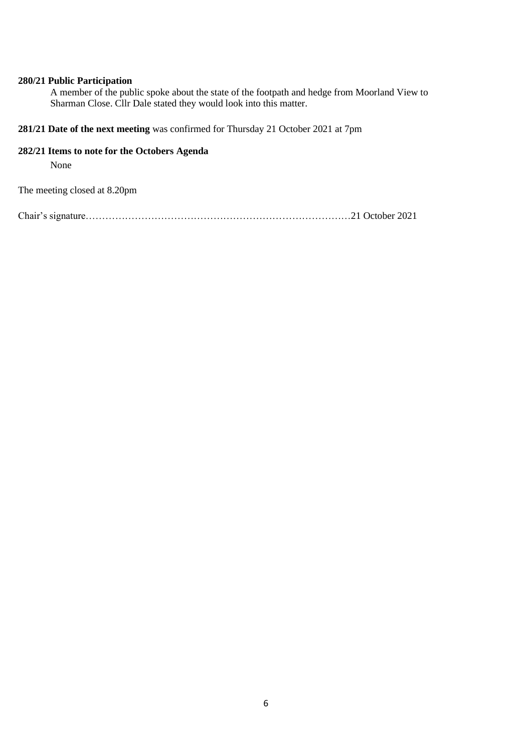**280/21 Public Participation**

A member of the public spoke about the state of the footpath and hedge from Moorland View to Sharman Close. Cllr Dale stated they would look into this matter.

**281/21 Date of the next meeting** was confirmed for Thursday 21 October 2021 at 7pm

**282/21 Items to note for the Octobers Agenda**

None

The meeting closed at 8.20pm

Chair's signature……………………………………………………………………….21 October 2021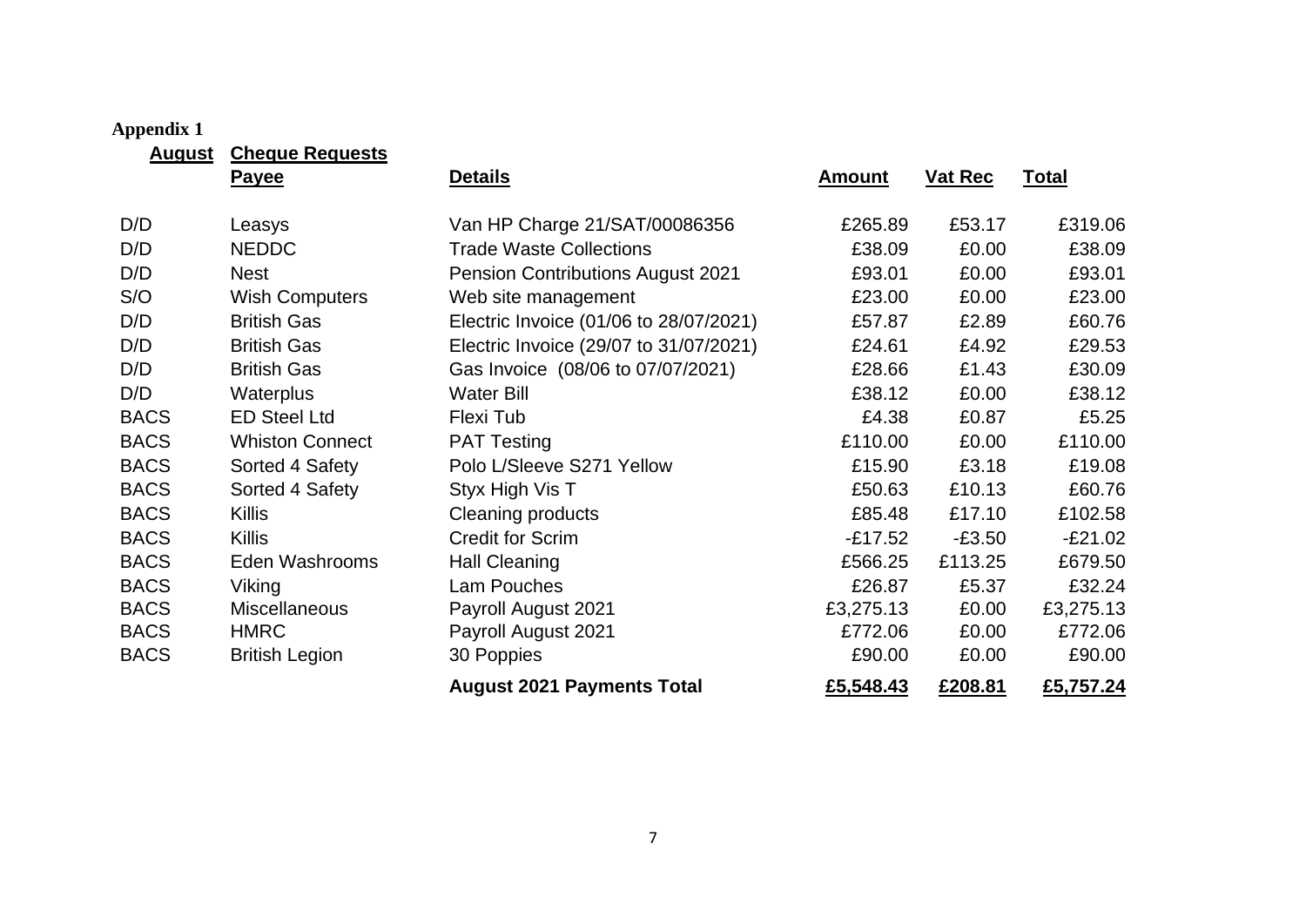**Appendix 1**

| **August** | **Cheque Requests** | | | | |
|---|---|---|---|---|---|
| | **Payee** | **Details** | **Amount** | **Vat Rec** | **Total** |
| D/D | Leasys | Van HP Charge 21/SAT/00086356 | £265.89 | £53.17 | £319.06 |
| D/D | NEDDC | Trade Waste Collections | £38.09 | £0.00 | £38.09 |
| D/D | Nest | Pension Contributions August 2021 | £93.01 | £0.00 | £93.01 |
| S/O | Wish Computers | Web site management | £23.00 | £0.00 | £23.00 |
| D/D | British Gas | Electric Invoice (01/06 to 28/07/2021) | £57.87 | £2.89 | £60.76 |
| D/D | British Gas | Electric Invoice (29/07 to 31/07/2021) | £24.61 | £4.92 | £29.53 |
| D/D | British Gas | Gas Invoice (08/06 to 07/07/2021) | £28.66 | £1.43 | £30.09 |
| D/D | Waterplus | Water Bill | £38.12 | £0.00 | £38.12 |
| BACS | ED Steel Ltd | Flexi Tub | £4.38 | £0.87 | £5.25 |
| BACS | Whiston Connect | PAT Testing | £110.00 | £0.00 | £110.00 |
| BACS | Sorted 4 Safety | Polo L/Sleeve S271 Yellow | £15.90 | £3.18 | £19.08 |
| BACS | Sorted 4 Safety | Styx High Vis T | £50.63 | £10.13 | £60.76 |
| BACS | Killis | Cleaning products | £85.48 | £17.10 | £102.58 |
| BACS | Killis | Credit for Scrim | -£17.52 | -£3.50 | -£21.02 |
| BACS | Eden Washrooms | Hall Cleaning | £566.25 | £113.25 | £679.50 |
| BACS | Viking | Lam Pouches | £26.87 | £5.37 | £32.24 |
| BACS | Miscellaneous | Payroll August 2021 | £3,275.13 | £0.00 | £3,275.13 |
| BACS | HMRC | Payroll August 2021 | £772.06 | £0.00 | £772.06 |
| BACS | British Legion | 30 Poppies | £90.00 | £0.00 | £90.00 |
| | | **August 2021 Payments Total** | **£5,548.43** | **£208.81** | **£5,757.24** |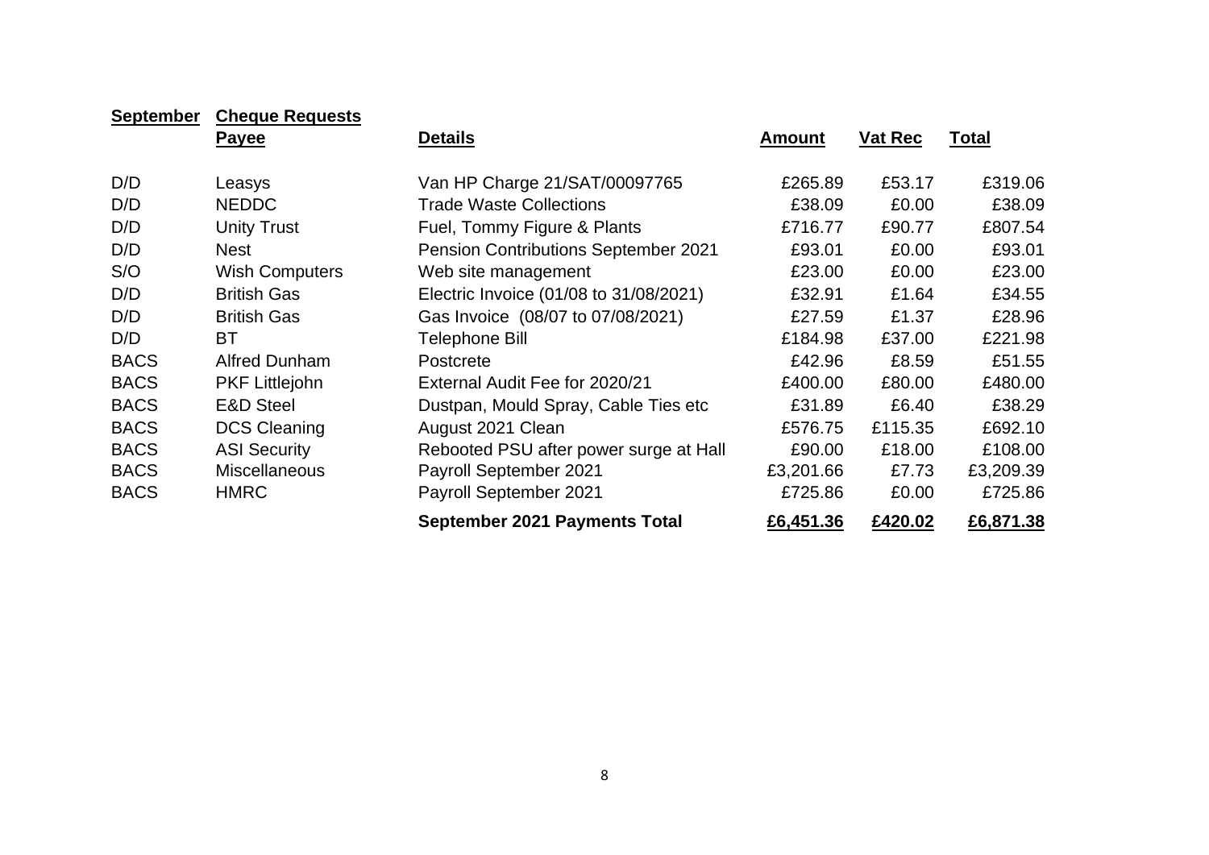| **September** | **Cheque Requests** | | | | |
|---|---|---|---|---|---|
| | **Payee** | **Details** | **Amount** | **Vat Rec** | **Total** |
| D/D | Leasys | Van HP Charge 21/SAT/00097765 | £265.89 | £53.17 | £319.06 |
| D/D | NEDDC | Trade Waste Collections | £38.09 | £0.00 | £38.09 |
| D/D | Unity Trust | Fuel, Tommy Figure & Plants | £716.77 | £90.77 | £807.54 |
| D/D | Nest | Pension Contributions September 2021 | £93.01 | £0.00 | £93.01 |
| S/O | Wish Computers | Web site management | £23.00 | £0.00 | £23.00 |
| D/D | British Gas | Electric Invoice (01/08 to 31/08/2021) | £32.91 | £1.64 | £34.55 |
| D/D | British Gas | Gas Invoice (08/07 to 07/08/2021) | £27.59 | £1.37 | £28.96 |
| D/D | BT | Telephone Bill | £184.98 | £37.00 | £221.98 |
| BACS | Alfred Dunham | Postcrete | £42.96 | £8.59 | £51.55 |
| BACS | PKF Littlejohn | External Audit Fee for 2020/21 | £400.00 | £80.00 | £480.00 |
| BACS | E&D Steel | Dustpan, Mould Spray, Cable Ties etc | £31.89 | £6.40 | £38.29 |
| BACS | DCS Cleaning | August 2021 Clean | £576.75 | £115.35 | £692.10 |
| BACS | ASI Security | Rebooted PSU after power surge at Hall | £90.00 | £18.00 | £108.00 |
| BACS | Miscellaneous | Payroll September 2021 | £3,201.66 | £7.73 | £3,209.39 |
| BACS | HMRC | Payroll September 2021 | £725.86 | £0.00 | £725.86 |
| | | **September 2021 Payments Total** | **£6,451.36** | **£420.02** | **£6,871.38** |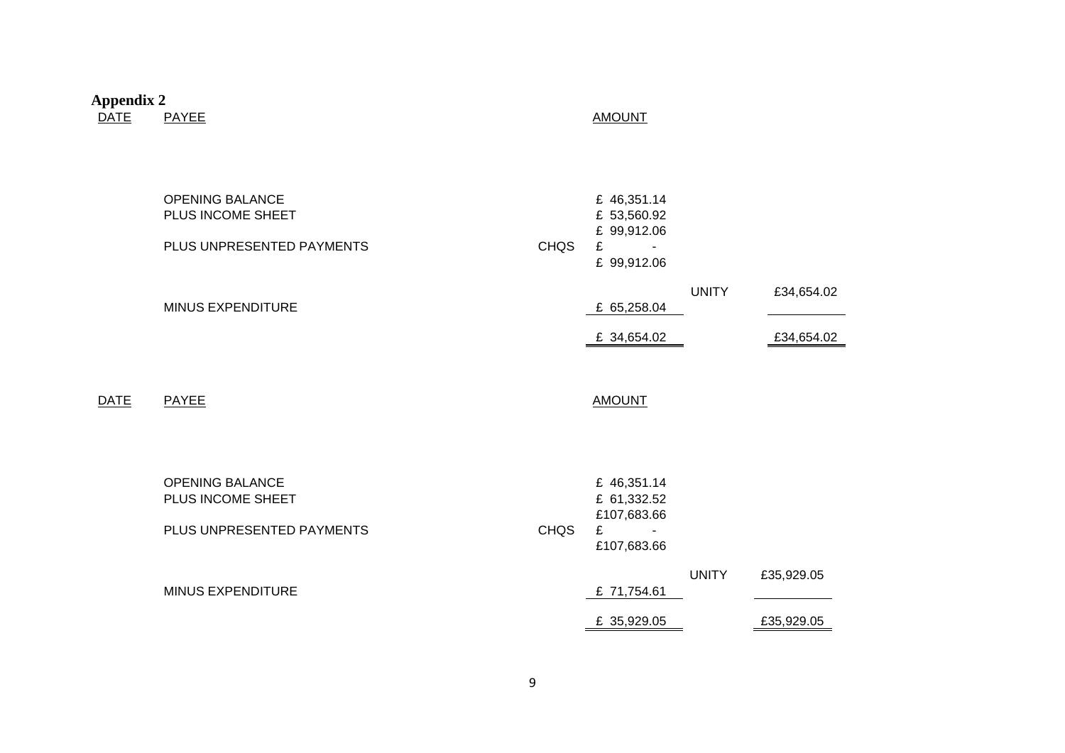**Appendix 2**

| DATE | PAYEE | | AMOUNT | | |
|---|---|---|---|---|---|
| | OPENING BALANCE | | £ 46,351.14 | | |
| | PLUS INCOME SHEET | | £ 53,560.92 | | |
| | | | £ 99,912.06 | | |
| | PLUS UNPRESENTED PAYMENTS | CHQS | £ - | | |
| | | | £ 99,912.06 | | |
| | | | | UNITY | £34,654.02 |
| | MINUS EXPENDITURE | | £ 65,258.04 | | |
| | | | £ 34,654.02 | | £34,654.02 |

| DATE | PAYEE | | AMOUNT | | |
|---|---|---|---|---|---|
| | OPENING BALANCE | | £ 46,351.14 | | |
| | PLUS INCOME SHEET | | £ 61,332.52 | | |
| | | | £107,683.66 | | |
| | PLUS UNPRESENTED PAYMENTS | CHQS | £ - | | |
| | | | £107,683.66 | | |
| | | | | UNITY | £35,929.05 |
| | MINUS EXPENDITURE | | £ 71,754.61 | | |
| | | | £ 35,929.05 | | £35,929.05 |